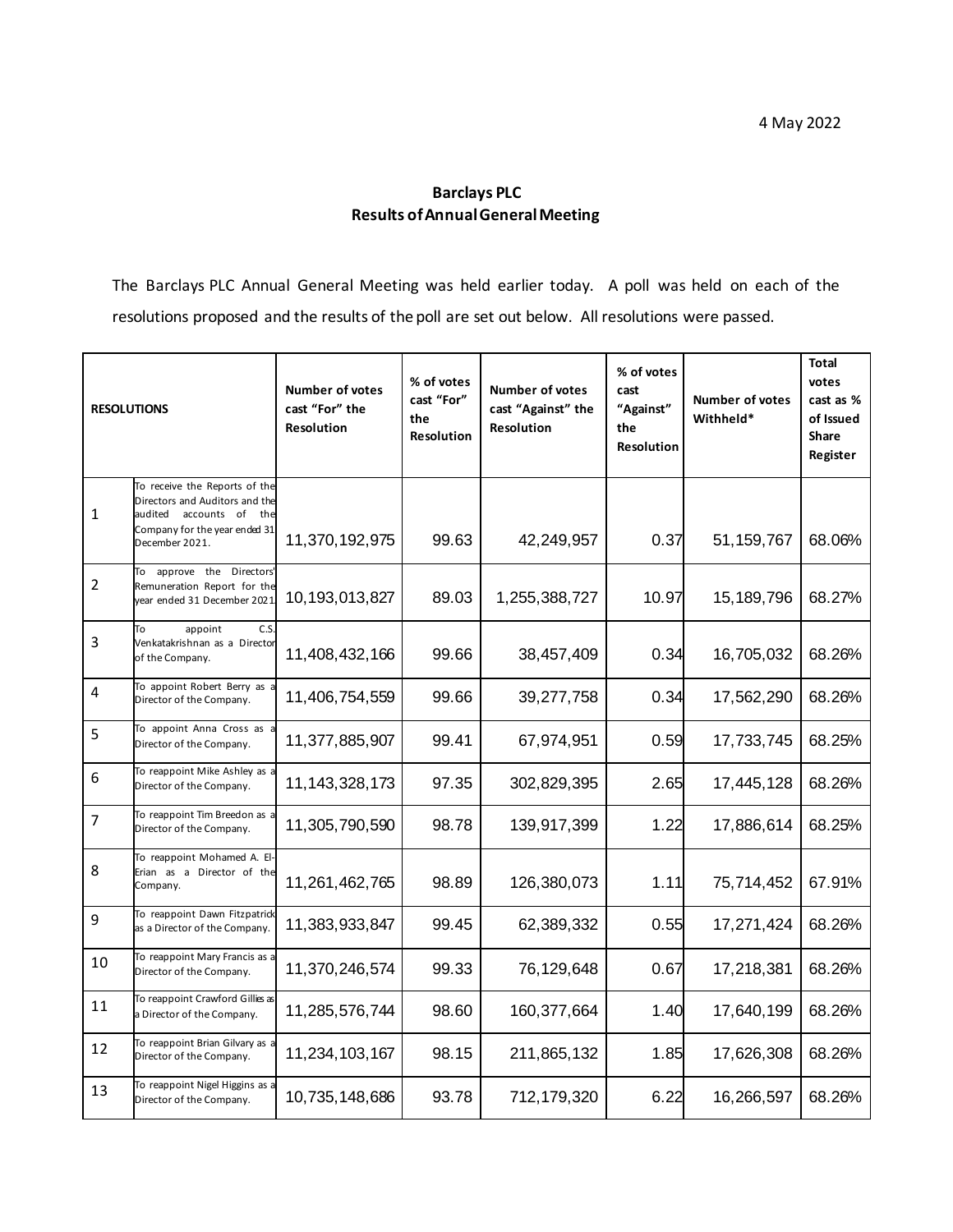4 May 2022

# Barclays PLC
## Results of Annual General Meeting

The Barclays PLC Annual General Meeting was held earlier today. A poll was held on each of the resolutions proposed and the results of the poll are set out below. All resolutions were passed.

| RESOLUTIONS | | Number of votes cast "For" the Resolution | % of votes cast "For" the Resolution | Number of votes cast "Against" the Resolution | % of votes cast "Against" the Resolution | Number of votes Withheld* | Total votes cast as % of Issued Share Register |
|---|---|---|---|---|---|---|---|
| 1 | To receive the Reports of the Directors and Auditors and the audited accounts of the Company for the year ended 31 December 2021. | 11,370,192,975 | 99.63 | 42,249,957 | 0.37 | 51,159,767 | 68.06% |
| 2 | To approve the Directors' Remuneration Report for the year ended 31 December 2021. | 10,193,013,827 | 89.03 | 1,255,388,727 | 10.97 | 15,189,796 | 68.27% |
| 3 | To appoint C.S. Venkatakrishnan as a Director of the Company. | 11,408,432,166 | 99.66 | 38,457,409 | 0.34 | 16,705,032 | 68.26% |
| 4 | To appoint Robert Berry as a Director of the Company. | 11,406,754,559 | 99.66 | 39,277,758 | 0.34 | 17,562,290 | 68.26% |
| 5 | To appoint Anna Cross as a Director of the Company. | 11,377,885,907 | 99.41 | 67,974,951 | 0.59 | 17,733,745 | 68.25% |
| 6 | To reappoint Mike Ashley as a Director of the Company. | 11,143,328,173 | 97.35 | 302,829,395 | 2.65 | 17,445,128 | 68.26% |
| 7 | To reappoint Tim Breedon as a Director of the Company. | 11,305,790,590 | 98.78 | 139,917,399 | 1.22 | 17,886,614 | 68.25% |
| 8 | To reappoint Mohamed A. El-Erian as a Director of the Company. | 11,261,462,765 | 98.89 | 126,380,073 | 1.11 | 75,714,452 | 67.91% |
| 9 | To reappoint Dawn Fitzpatrick as a Director of the Company. | 11,383,933,847 | 99.45 | 62,389,332 | 0.55 | 17,271,424 | 68.26% |
| 10 | To reappoint Mary Francis as a Director of the Company. | 11,370,246,574 | 99.33 | 76,129,648 | 0.67 | 17,218,381 | 68.26% |
| 11 | To reappoint Crawford Gillies as a Director of the Company. | 11,285,576,744 | 98.60 | 160,377,664 | 1.40 | 17,640,199 | 68.26% |
| 12 | To reappoint Brian Gilvary as a Director of the Company. | 11,234,103,167 | 98.15 | 211,865,132 | 1.85 | 17,626,308 | 68.26% |
| 13 | To reappoint Nigel Higgins as a Director of the Company. | 10,735,148,686 | 93.78 | 712,179,320 | 6.22 | 16,266,597 | 68.26% |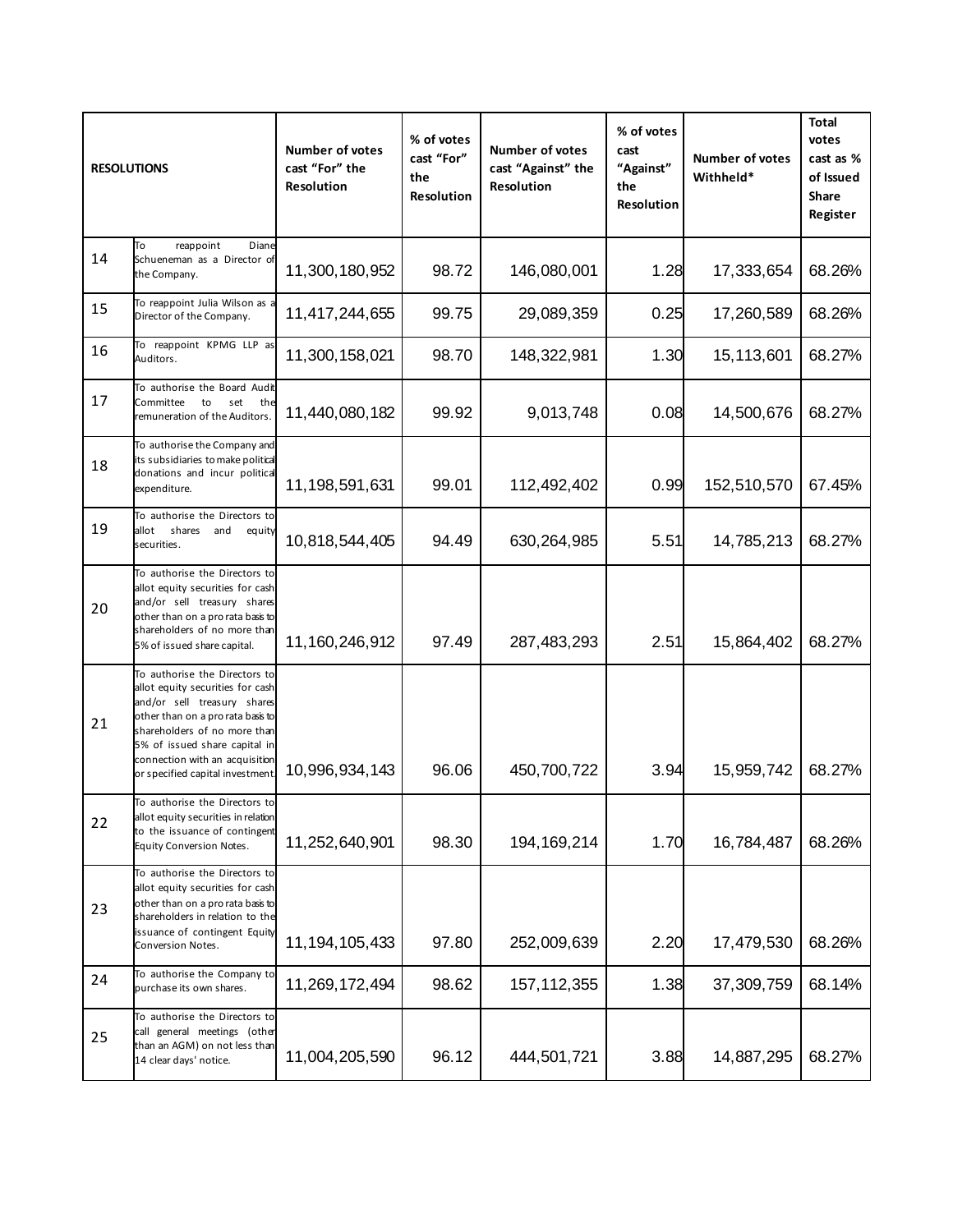| RESOLUTIONS | | Number of votes cast "For" the Resolution | % of votes cast "For" the Resolution | Number of votes cast "Against" the Resolution | % of votes cast "Against" the Resolution | Number of votes Withheld* | Total votes cast as % of Issued Share Register |
|---|---|---|---|---|---|---|---|
| 14 | To reappoint Diane Schueneman as a Director of the Company. | 11,300,180,952 | 98.72 | 146,080,001 | 1.28 | 17,333,654 | 68.26% |
| 15 | To reappoint Julia Wilson as a Director of the Company. | 11,417,244,655 | 99.75 | 29,089,359 | 0.25 | 17,260,589 | 68.26% |
| 16 | To reappoint KPMG LLP as Auditors. | 11,300,158,021 | 98.70 | 148,322,981 | 1.30 | 15,113,601 | 68.27% |
| 17 | To authorise the Board Audit Committee to set the remuneration of the Auditors. | 11,440,080,182 | 99.92 | 9,013,748 | 0.08 | 14,500,676 | 68.27% |
| 18 | To authorise the Company and its subsidiaries to make political donations and incur political expenditure. | 11,198,591,631 | 99.01 | 112,492,402 | 0.99 | 152,510,570 | 67.45% |
| 19 | To authorise the Directors to allot shares and equity securities. | 10,818,544,405 | 94.49 | 630,264,985 | 5.51 | 14,785,213 | 68.27% |
| 20 | To authorise the Directors to allot equity securities for cash and/or sell treasury shares other than on a pro rata basis to shareholders of no more than 5% of issued share capital. | 11,160,246,912 | 97.49 | 287,483,293 | 2.51 | 15,864,402 | 68.27% |
| 21 | To authorise the Directors to allot equity securities for cash and/or sell treasury shares other than on a pro rata basis to shareholders of no more than 5% of issued share capital in connection with an acquisition or specified capital investment. | 10,996,934,143 | 96.06 | 450,700,722 | 3.94 | 15,959,742 | 68.27% |
| 22 | To authorise the Directors to allot equity securities in relation to the issuance of contingent Equity Conversion Notes. | 11,252,640,901 | 98.30 | 194,169,214 | 1.70 | 16,784,487 | 68.26% |
| 23 | To authorise the Directors to allot equity securities for cash other than on a pro rata basis to shareholders in relation to the issuance of contingent Equity Conversion Notes. | 11,194,105,433 | 97.80 | 252,009,639 | 2.20 | 17,479,530 | 68.26% |
| 24 | To authorise the Company to purchase its own shares. | 11,269,172,494 | 98.62 | 157,112,355 | 1.38 | 37,309,759 | 68.14% |
| 25 | To authorise the Directors to call general meetings (other than an AGM) on not less than 14 clear days' notice. | 11,004,205,590 | 96.12 | 444,501,721 | 3.88 | 14,887,295 | 68.27% |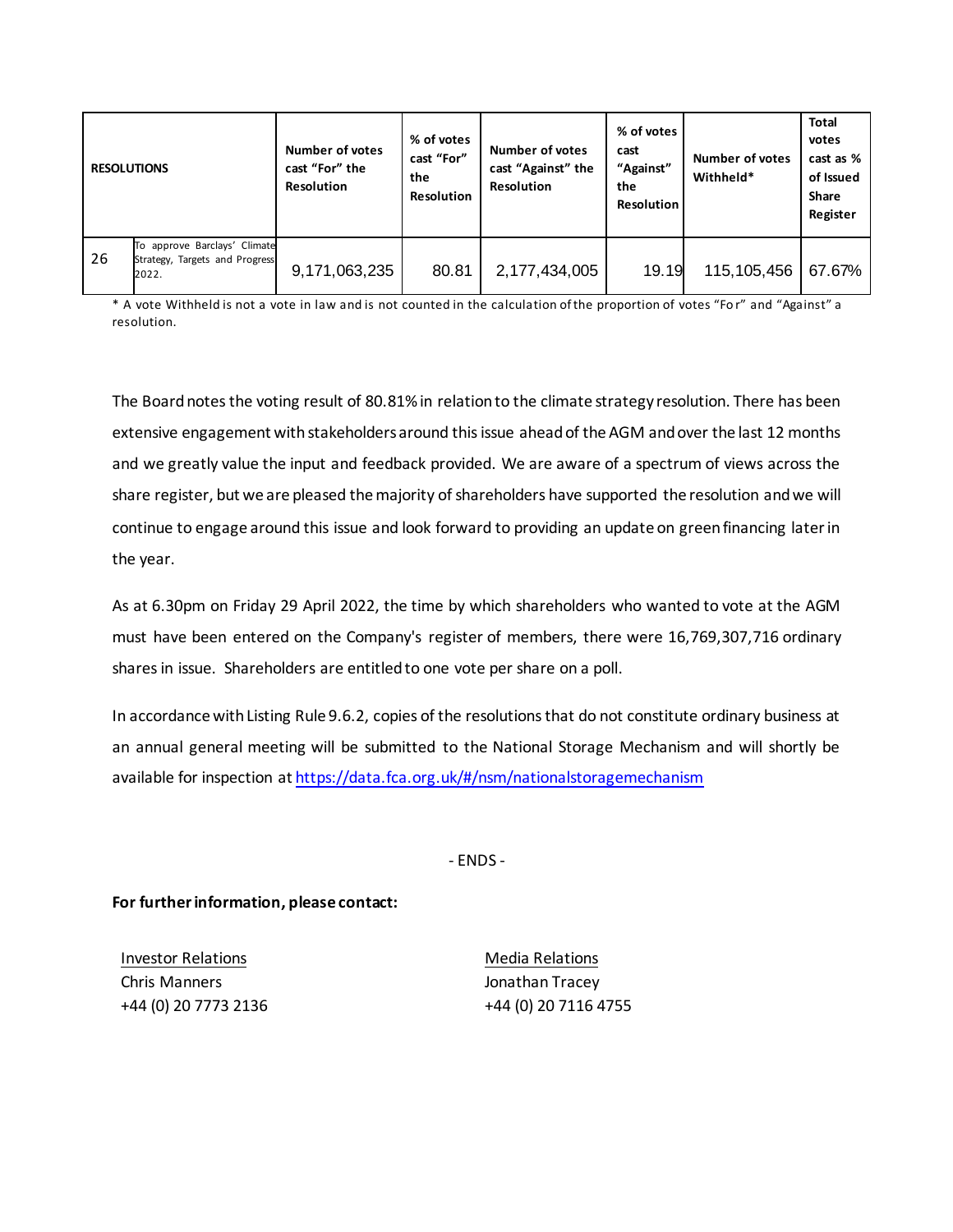| RESOLUTIONS | | Number of votes cast "For" the Resolution | % of votes cast "For" the Resolution | Number of votes cast "Against" the Resolution | % of votes cast "Against" the Resolution | Number of votes Withheld* | Total votes cast as % of Issued Share Register |
|---|---|---|---|---|---|---|---|
| 26 | To approve Barclays' Climate Strategy, Targets and Progress 2022. | 9,171,063,235 | 80.81 | 2,177,434,005 | 19.19 | 115,105,456 | 67.67% |

* A vote Withheld is not a vote in law and is not counted in the calculation of the proportion of votes "For" and "Against" a resolution.

The Board notes the voting result of 80.81% in relation to the climate strategy resolution. There has been extensive engagement with stakeholders around this issue ahead of the AGM and over the last 12 months and we greatly value the input and feedback provided. We are aware of a spectrum of views across the share register, but we are pleased the majority of shareholders have supported the resolution and we will continue to engage around this issue and look forward to providing an update on green financing later in the year.

As at 6.30pm on Friday 29 April 2022, the time by which shareholders who wanted to vote at the AGM must have been entered on the Company's register of members, there were 16,769,307,716 ordinary shares in issue. Shareholders are entitled to one vote per share on a poll.

In accordance with Listing Rule 9.6.2, copies of the resolutions that do not constitute ordinary business at an annual general meeting will be submitted to the National Storage Mechanism and will shortly be available for inspection at https://data.fca.org.uk/#/nsm/nationalstoragemechanism

- ENDS -

**For further information, please contact:**

Investor Relations
Chris Manners
+44 (0) 20 7773 2136

Media Relations
Jonathan Tracey
+44 (0) 20 7116 4755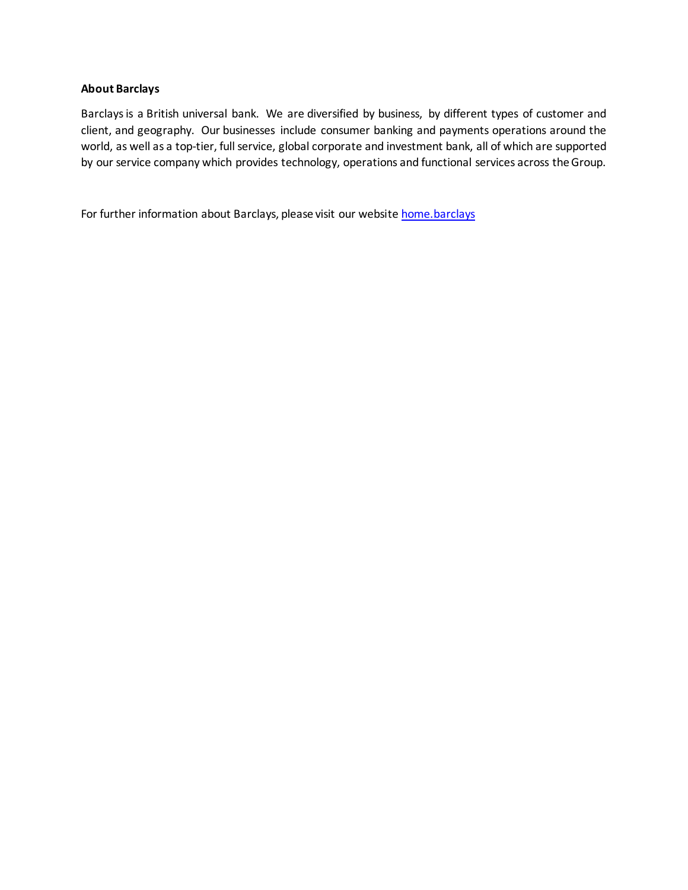**About Barclays**

Barclays is a British universal bank. We are diversified by business, by different types of customer and client, and geography. Our businesses include consumer banking and payments operations around the world, as well as a top-tier, full service, global corporate and investment bank, all of which are supported by our service company which provides technology, operations and functional services across the Group.

For further information about Barclays, please visit our website [home.barclays](home.barclays)